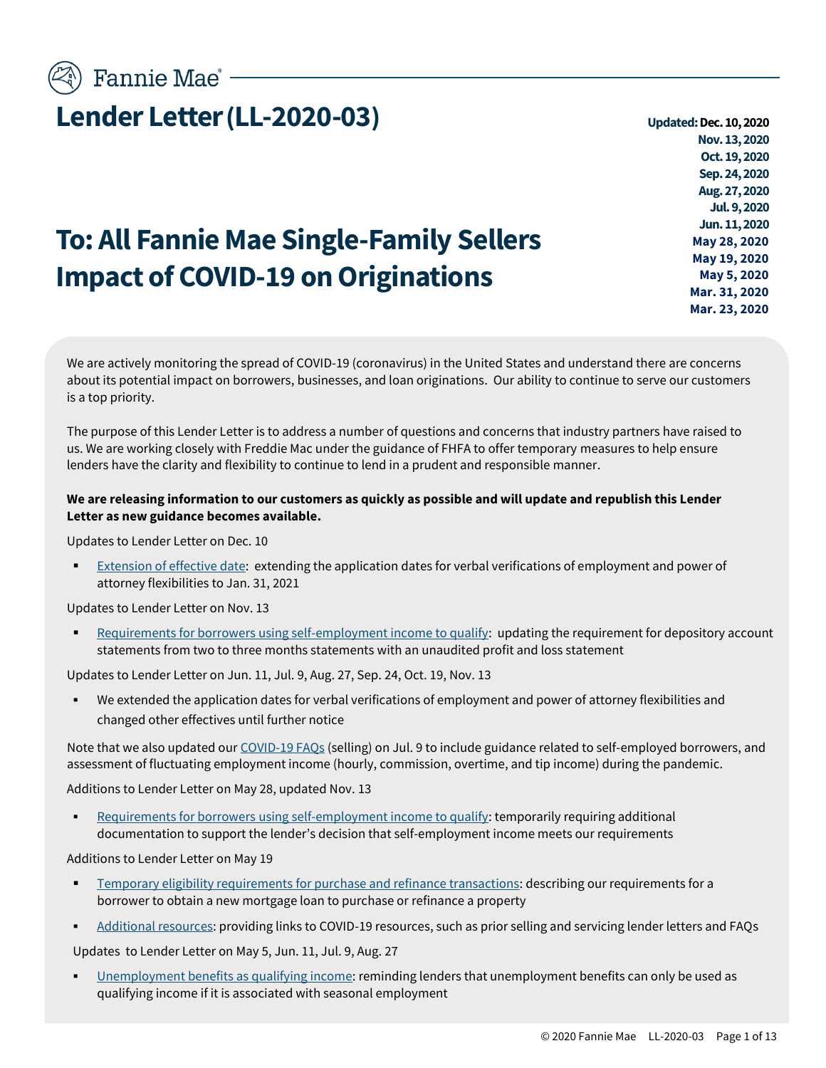Fannie Mae

# Lender Letter (LL-2020-03)

**Updated: Dec. 10, 2020**
**Nov. 13, 2020**
**Oct. 19, 2020**
**Sep. 24, 2020**
**Aug. 27, 2020**
**Jul. 9, 2020**
**Jun. 11, 2020**
**May 28, 2020**
**May 19, 2020**
**May 5, 2020**
**Mar. 31, 2020**
**Mar. 23, 2020**

# To: All Fannie Mae Single-Family Sellers Impact of COVID-19 on Originations

We are actively monitoring the spread of COVID-19 (coronavirus) in the United States and understand there are concerns about its potential impact on borrowers, businesses, and loan originations. Our ability to continue to serve our customers is a top priority.

The purpose of this Lender Letter is to address a number of questions and concerns that industry partners have raised to us. We are working closely with Freddie Mac under the guidance of FHFA to offer temporary measures to help ensure lenders have the clarity and flexibility to continue to lend in a prudent and responsible manner.

**We are releasing information to our customers as quickly as possible and will update and republish this Lender Letter as new guidance becomes available.**

Updates to Lender Letter on Dec. 10

- Extension of effective date: extending the application dates for verbal verifications of employment and power of attorney flexibilities to Jan. 31, 2021

Updates to Lender Letter on Nov. 13

- Requirements for borrowers using self-employment income to qualify: updating the requirement for depository account statements from two to three months statements with an unaudited profit and loss statement

Updates to Lender Letter on Jun. 11, Jul. 9, Aug. 27, Sep. 24, Oct. 19, Nov. 13

- We extended the application dates for verbal verifications of employment and power of attorney flexibilities and changed other effectives until further notice

Note that we also updated our COVID-19 FAQs (selling) on Jul. 9 to include guidance related to self-employed borrowers, and assessment of fluctuating employment income (hourly, commission, overtime, and tip income) during the pandemic.

Additions to Lender Letter on May 28, updated Nov. 13

- Requirements for borrowers using self-employment income to qualify: temporarily requiring additional documentation to support the lender's decision that self-employment income meets our requirements

Additions to Lender Letter on May 19

- Temporary eligibility requirements for purchase and refinance transactions: describing our requirements for a borrower to obtain a new mortgage loan to purchase or refinance a property
- Additional resources: providing links to COVID-19 resources, such as prior selling and servicing lender letters and FAQs

Updates to Lender Letter on May 5, Jun. 11, Jul. 9, Aug. 27

- Unemployment benefits as qualifying income: reminding lenders that unemployment benefits can only be used as qualifying income if it is associated with seasonal employment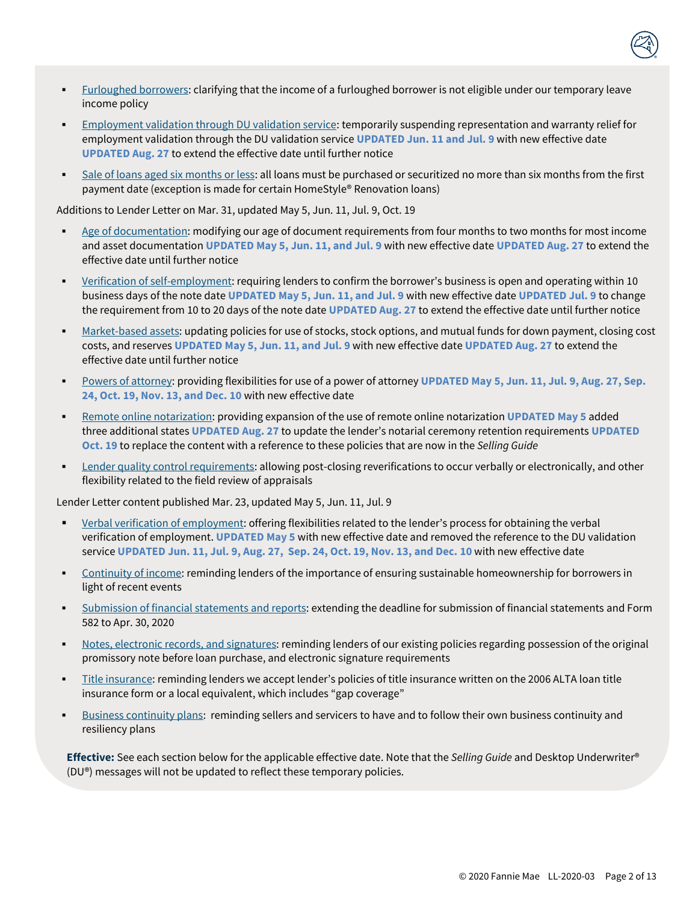- Furloughed borrowers: clarifying that the income of a furloughed borrower is not eligible under our temporary leave income policy
- Employment validation through DU validation service: temporarily suspending representation and warranty relief for employment validation through the DU validation service **UPDATED Jun. 11 and Jul. 9** with new effective date **UPDATED Aug. 27** to extend the effective date until further notice
- Sale of loans aged six months or less: all loans must be purchased or securitized no more than six months from the first payment date (exception is made for certain HomeStyle® Renovation loans)

Additions to Lender Letter on Mar. 31, updated May 5, Jun. 11, Jul. 9, Oct. 19

- Age of documentation: modifying our age of document requirements from four months to two months for most income and asset documentation **UPDATED May 5, Jun. 11, and Jul. 9** with new effective date **UPDATED Aug. 27** to extend the effective date until further notice
- Verification of self-employment: requiring lenders to confirm the borrower's business is open and operating within 10 business days of the note date **UPDATED May 5, Jun. 11, and Jul. 9** with new effective date **UPDATED Jul. 9** to change the requirement from 10 to 20 days of the note date **UPDATED Aug. 27** to extend the effective date until further notice
- Market-based assets: updating policies for use of stocks, stock options, and mutual funds for down payment, closing cost costs, and reserves **UPDATED May 5, Jun. 11, and Jul. 9** with new effective date **UPDATED Aug. 27** to extend the effective date until further notice
- Powers of attorney: providing flexibilities for use of a power of attorney **UPDATED May 5, Jun. 11, Jul. 9, Aug. 27, Sep. 24, Oct. 19, Nov. 13, and Dec. 10** with new effective date
- Remote online notarization: providing expansion of the use of remote online notarization **UPDATED May 5** added three additional states **UPDATED Aug. 27** to update the lender's notarial ceremony retention requirements **UPDATED Oct. 19** to replace the content with a reference to these policies that are now in the *Selling Guide*
- Lender quality control requirements: allowing post-closing reverifications to occur verbally or electronically, and other flexibility related to the field review of appraisals

Lender Letter content published Mar. 23, updated May 5, Jun. 11, Jul. 9

- Verbal verification of employment: offering flexibilities related to the lender's process for obtaining the verbal verification of employment. **UPDATED May 5** with new effective date and removed the reference to the DU validation service **UPDATED Jun. 11, Jul. 9, Aug. 27, Sep. 24, Oct. 19, Nov. 13, and Dec. 10** with new effective date
- Continuity of income: reminding lenders of the importance of ensuring sustainable homeownership for borrowers in light of recent events
- Submission of financial statements and reports: extending the deadline for submission of financial statements and Form 582 to Apr. 30, 2020
- Notes, electronic records, and signatures: reminding lenders of our existing policies regarding possession of the original promissory note before loan purchase, and electronic signature requirements
- Title insurance: reminding lenders we accept lender's policies of title insurance written on the 2006 ALTA loan title insurance form or a local equivalent, which includes "gap coverage"
- Business continuity plans: reminding sellers and servicers to have and to follow their own business continuity and resiliency plans

**Effective:** See each section below for the applicable effective date. Note that the *Selling Guide* and Desktop Underwriter® (DU®) messages will not be updated to reflect these temporary policies.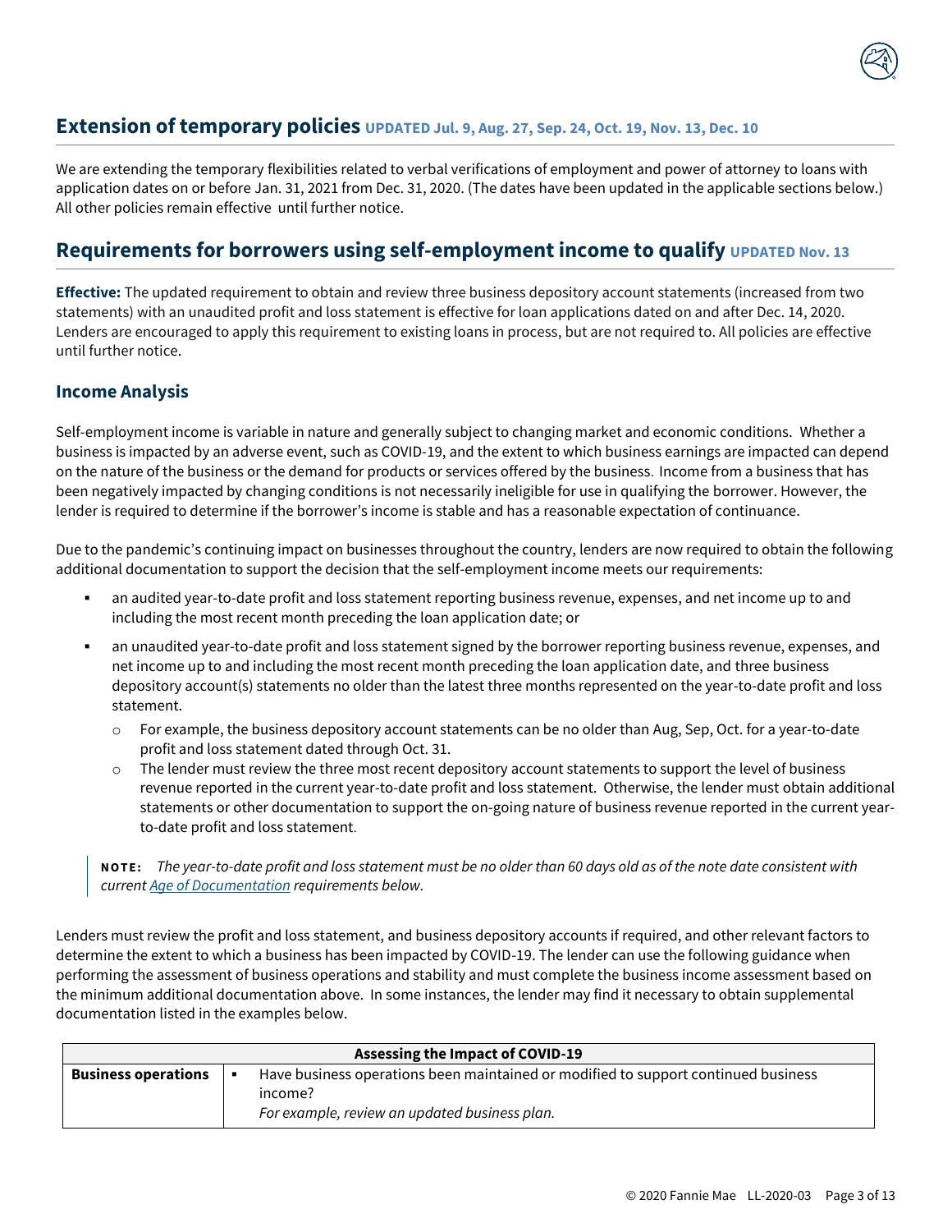## Extension of temporary policies UPDATED Jul. 9, Aug. 27, Sep. 24, Oct. 19, Nov. 13, Dec. 10

We are extending the temporary flexibilities related to verbal verifications of employment and power of attorney to loans with application dates on or before Jan. 31, 2021 from Dec. 31, 2020. (The dates have been updated in the applicable sections below.) All other policies remain effective until further notice.

## Requirements for borrowers using self-employment income to qualify UPDATED Nov. 13

**Effective:** The updated requirement to obtain and review three business depository account statements (increased from two statements) with an unaudited profit and loss statement is effective for loan applications dated on and after Dec. 14, 2020. Lenders are encouraged to apply this requirement to existing loans in process, but are not required to. All policies are effective until further notice.

### Income Analysis

Self-employment income is variable in nature and generally subject to changing market and economic conditions. Whether a business is impacted by an adverse event, such as COVID-19, and the extent to which business earnings are impacted can depend on the nature of the business or the demand for products or services offered by the business. Income from a business that has been negatively impacted by changing conditions is not necessarily ineligible for use in qualifying the borrower. However, the lender is required to determine if the borrower's income is stable and has a reasonable expectation of continuance.

Due to the pandemic's continuing impact on businesses throughout the country, lenders are now required to obtain the following additional documentation to support the decision that the self-employment income meets our requirements:

- an audited year-to-date profit and loss statement reporting business revenue, expenses, and net income up to and including the most recent month preceding the loan application date; or
- an unaudited year-to-date profit and loss statement signed by the borrower reporting business revenue, expenses, and net income up to and including the most recent month preceding the loan application date, and three business depository account(s) statements no older than the latest three months represented on the year-to-date profit and loss statement.
  - For example, the business depository account statements can be no older than Aug, Sep, Oct. for a year-to-date profit and loss statement dated through Oct. 31.
  - The lender must review the three most recent depository account statements to support the level of business revenue reported in the current year-to-date profit and loss statement. Otherwise, the lender must obtain additional statements or other documentation to support the on-going nature of business revenue reported in the current year-to-date profit and loss statement.

> **NOTE:** *The year-to-date profit and loss statement must be no older than 60 days old as of the note date consistent with current Age of Documentation requirements below.*

Lenders must review the profit and loss statement, and business depository accounts if required, and other relevant factors to determine the extent to which a business has been impacted by COVID-19. The lender can use the following guidance when performing the assessment of business operations and stability and must complete the business income assessment based on the minimum additional documentation above. In some instances, the lender may find it necessary to obtain supplemental documentation listed in the examples below.

| Assessing the Impact of COVID-19 | |
|---|---|
| **Business operations** | ▪ Have business operations been maintained or modified to support continued business income? *For example, review an updated business plan.* |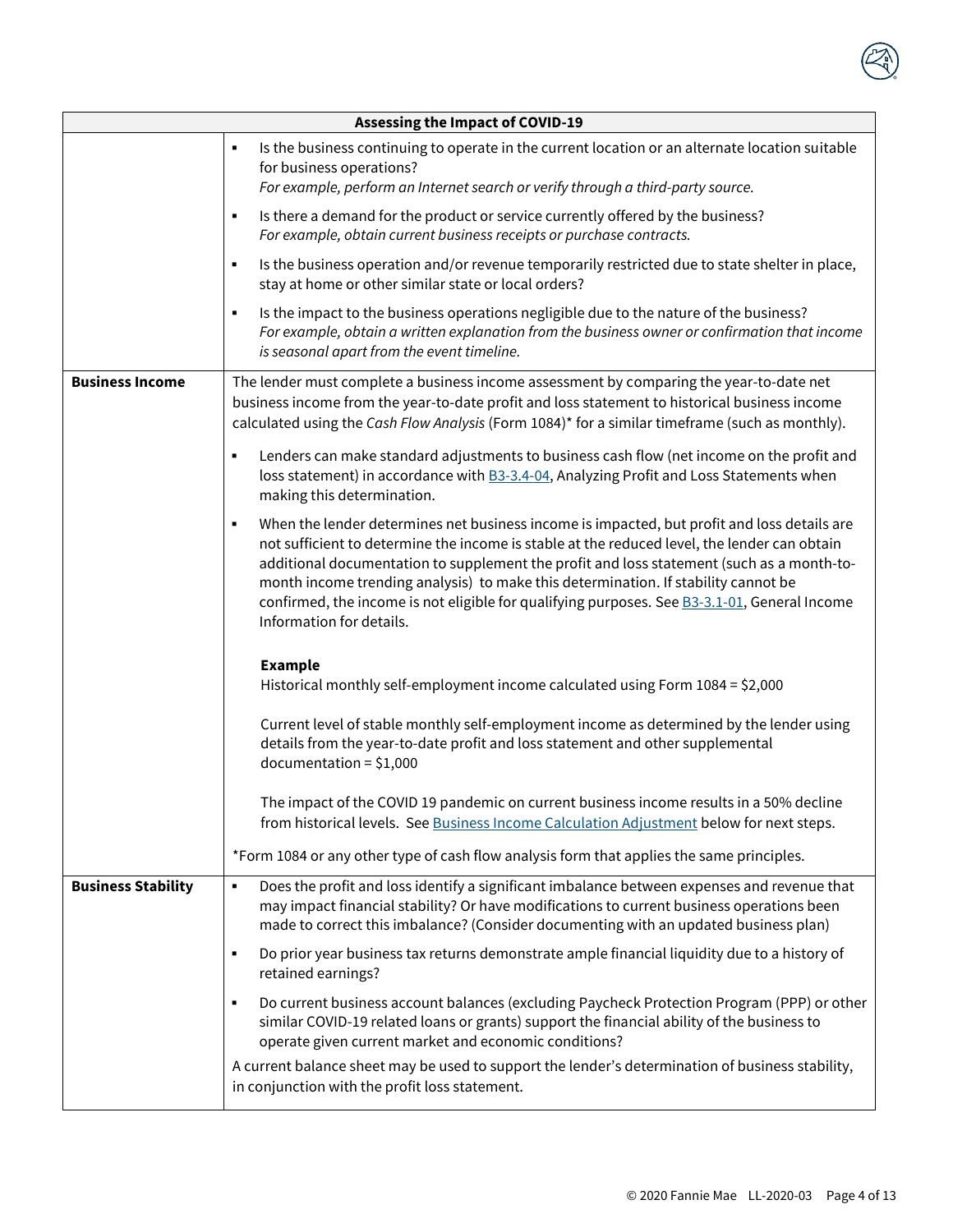| Assessing the Impact of COVID-19 | |
|---|---|
| | ▪ Is the business continuing to operate in the current location or an alternate location suitable for business operations?<br>*For example, perform an Internet search or verify through a third-party source.*<br><br>▪ Is there a demand for the product or service currently offered by the business?<br>*For example, obtain current business receipts or purchase contracts.*<br><br>▪ Is the business operation and/or revenue temporarily restricted due to state shelter in place, stay at home or other similar state or local orders?<br><br>▪ Is the impact to the business operations negligible due to the nature of the business?<br>*For example, obtain a written explanation from the business owner or confirmation that income is seasonal apart from the event timeline.* |
| **Business Income** | The lender must complete a business income assessment by comparing the year-to-date net business income from the year-to-date profit and loss statement to historical business income calculated using the *Cash Flow Analysis* (Form 1084)* for a similar timeframe (such as monthly).<br><br>▪ Lenders can make standard adjustments to business cash flow (net income on the profit and loss statement) in accordance with B3-3.4-04, Analyzing Profit and Loss Statements when making this determination.<br><br>▪ When the lender determines net business income is impacted, but profit and loss details are not sufficient to determine the income is stable at the reduced level, the lender can obtain additional documentation to supplement the profit and loss statement (such as a month-to-month income trending analysis) to make this determination. If stability cannot be confirmed, the income is not eligible for qualifying purposes. See B3-3.1-01, General Income Information for details.<br><br>**Example**<br>Historical monthly self-employment income calculated using Form 1084 = $2,000<br><br>Current level of stable monthly self-employment income as determined by the lender using details from the year-to-date profit and loss statement and other supplemental documentation = $1,000<br><br>The impact of the COVID 19 pandemic on current business income results in a 50% decline from historical levels. See Business Income Calculation Adjustment below for next steps.<br><br>*Form 1084 or any other type of cash flow analysis form that applies the same principles. |
| **Business Stability** | ▪ Does the profit and loss identify a significant imbalance between expenses and revenue that may impact financial stability? Or have modifications to current business operations been made to correct this imbalance? (Consider documenting with an updated business plan)<br><br>▪ Do prior year business tax returns demonstrate ample financial liquidity due to a history of retained earnings?<br><br>▪ Do current business account balances (excluding Paycheck Protection Program (PPP) or other similar COVID-19 related loans or grants) support the financial ability of the business to operate given current market and economic conditions?<br><br>A current balance sheet may be used to support the lender's determination of business stability, in conjunction with the profit loss statement. |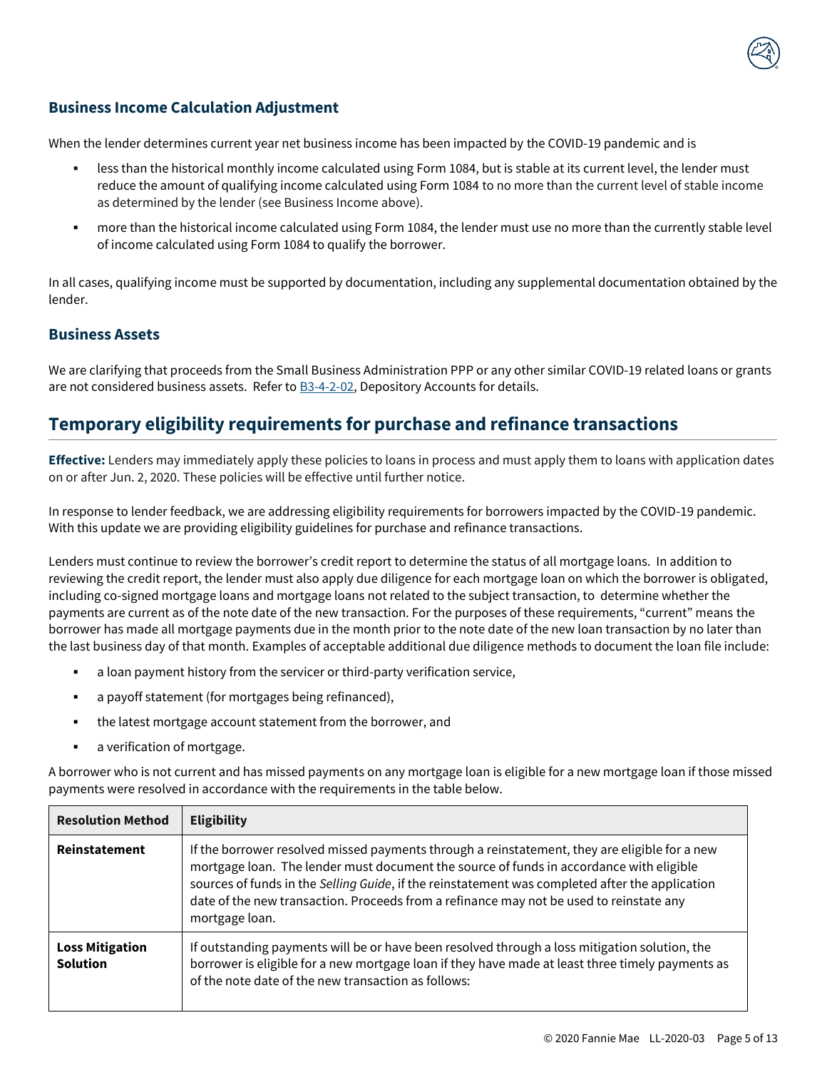### Business Income Calculation Adjustment

When the lender determines current year net business income has been impacted by the COVID-19 pandemic and is

- less than the historical monthly income calculated using Form 1084, but is stable at its current level, the lender must reduce the amount of qualifying income calculated using Form 1084 to no more than the current level of stable income as determined by the lender (see Business Income above).
- more than the historical income calculated using Form 1084, the lender must use no more than the currently stable level of income calculated using Form 1084 to qualify the borrower.

In all cases, qualifying income must be supported by documentation, including any supplemental documentation obtained by the lender.

### Business Assets

We are clarifying that proceeds from the Small Business Administration PPP or any other similar COVID-19 related loans or grants are not considered business assets. Refer to B3-4-2-02, Depository Accounts for details.

## Temporary eligibility requirements for purchase and refinance transactions

**Effective:** Lenders may immediately apply these policies to loans in process and must apply them to loans with application dates on or after Jun. 2, 2020. These policies will be effective until further notice.

In response to lender feedback, we are addressing eligibility requirements for borrowers impacted by the COVID-19 pandemic. With this update we are providing eligibility guidelines for purchase and refinance transactions.

Lenders must continue to review the borrower's credit report to determine the status of all mortgage loans. In addition to reviewing the credit report, the lender must also apply due diligence for each mortgage loan on which the borrower is obligated, including co-signed mortgage loans and mortgage loans not related to the subject transaction, to determine whether the payments are current as of the note date of the new transaction. For the purposes of these requirements, "current" means the borrower has made all mortgage payments due in the month prior to the note date of the new loan transaction by no later than the last business day of that month. Examples of acceptable additional due diligence methods to document the loan file include:

- a loan payment history from the servicer or third-party verification service,
- a payoff statement (for mortgages being refinanced),
- the latest mortgage account statement from the borrower, and
- a verification of mortgage.

A borrower who is not current and has missed payments on any mortgage loan is eligible for a new mortgage loan if those missed payments were resolved in accordance with the requirements in the table below.

| Resolution Method | Eligibility |
|---|---|
| **Reinstatement** | If the borrower resolved missed payments through a reinstatement, they are eligible for a new mortgage loan. The lender must document the source of funds in accordance with eligible sources of funds in the *Selling Guide*, if the reinstatement was completed after the application date of the new transaction. Proceeds from a refinance may not be used to reinstate any mortgage loan. |
| **Loss Mitigation Solution** | If outstanding payments will be or have been resolved through a loss mitigation solution, the borrower is eligible for a new mortgage loan if they have made at least three timely payments as of the note date of the new transaction as follows: |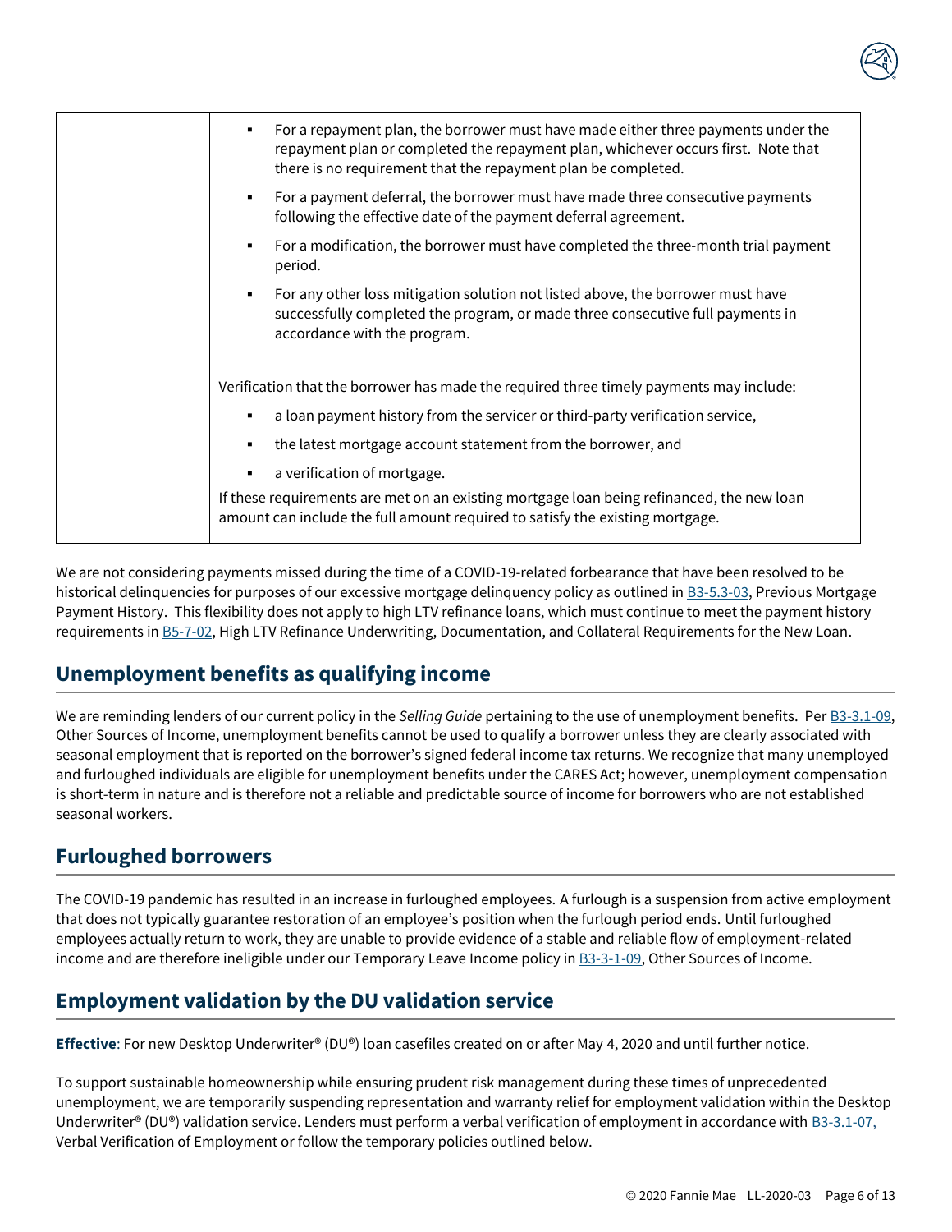| | • For a repayment plan, the borrower must have made either three payments under the repayment plan or completed the repayment plan, whichever occurs first. Note that there is no requirement that the repayment plan be completed.<br>• For a payment deferral, the borrower must have made three consecutive payments following the effective date of the payment deferral agreement.<br>• For a modification, the borrower must have completed the three-month trial payment period.<br>• For any other loss mitigation solution not listed above, the borrower must have successfully completed the program, or made three consecutive full payments in accordance with the program.<br><br>Verification that the borrower has made the required three timely payments may include:<br>• a loan payment history from the servicer or third-party verification service,<br>• the latest mortgage account statement from the borrower, and<br>• a verification of mortgage.<br>If these requirements are met on an existing mortgage loan being refinanced, the new loan amount can include the full amount required to satisfy the existing mortgage. |
|---|---|

We are not considering payments missed during the time of a COVID-19-related forbearance that have been resolved to be historical delinquencies for purposes of our excessive mortgage delinquency policy as outlined in B3-5.3-03, Previous Mortgage Payment History. This flexibility does not apply to high LTV refinance loans, which must continue to meet the payment history requirements in B5-7-02, High LTV Refinance Underwriting, Documentation, and Collateral Requirements for the New Loan.

## Unemployment benefits as qualifying income

We are reminding lenders of our current policy in the *Selling Guide* pertaining to the use of unemployment benefits. Per B3-3.1-09, Other Sources of Income, unemployment benefits cannot be used to qualify a borrower unless they are clearly associated with seasonal employment that is reported on the borrower's signed federal income tax returns. We recognize that many unemployed and furloughed individuals are eligible for unemployment benefits under the CARES Act; however, unemployment compensation is short-term in nature and is therefore not a reliable and predictable source of income for borrowers who are not established seasonal workers.

## Furloughed borrowers

The COVID-19 pandemic has resulted in an increase in furloughed employees. A furlough is a suspension from active employment that does not typically guarantee restoration of an employee's position when the furlough period ends. Until furloughed employees actually return to work, they are unable to provide evidence of a stable and reliable flow of employment-related income and are therefore ineligible under our Temporary Leave Income policy in B3-3-1-09, Other Sources of Income.

## Employment validation by the DU validation service

**Effective**: For new Desktop Underwriter® (DU®) loan casefiles created on or after May 4, 2020 and until further notice.

To support sustainable homeownership while ensuring prudent risk management during these times of unprecedented unemployment, we are temporarily suspending representation and warranty relief for employment validation within the Desktop Underwriter® (DU®) validation service. Lenders must perform a verbal verification of employment in accordance with B3-3.1-07, Verbal Verification of Employment or follow the temporary policies outlined below.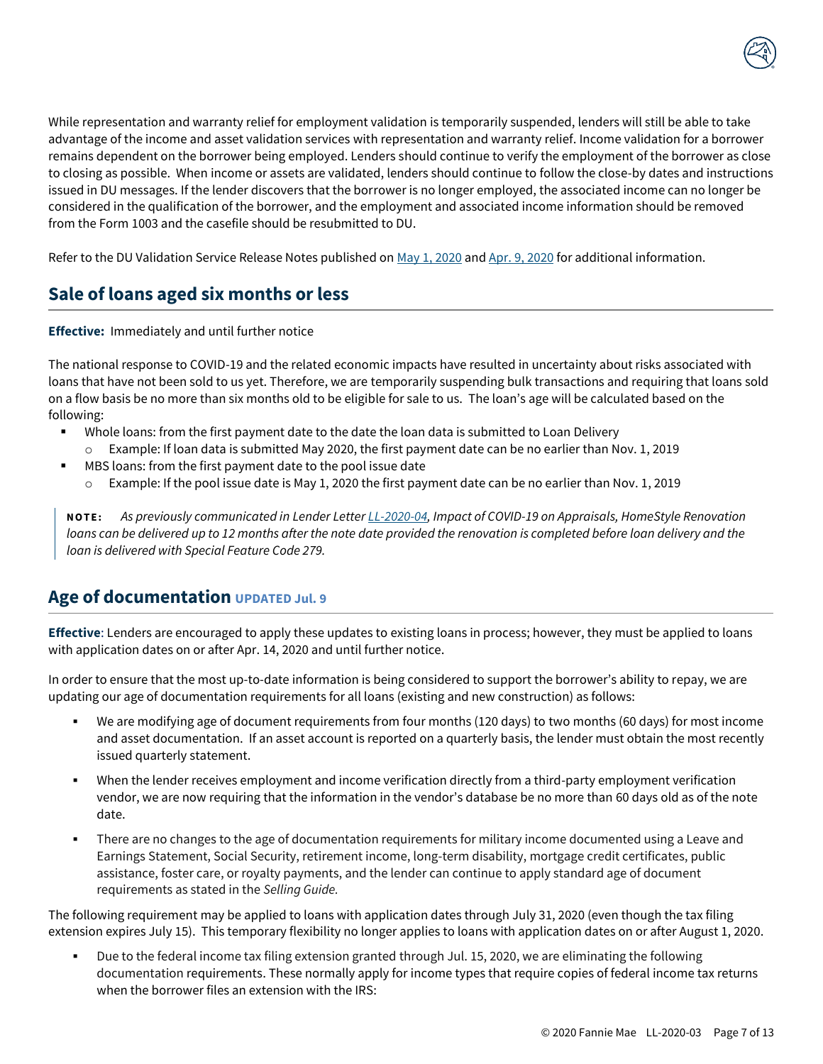While representation and warranty relief for employment validation is temporarily suspended, lenders will still be able to take advantage of the income and asset validation services with representation and warranty relief. Income validation for a borrower remains dependent on the borrower being employed. Lenders should continue to verify the employment of the borrower as close to closing as possible. When income or assets are validated, lenders should continue to follow the close-by dates and instructions issued in DU messages. If the lender discovers that the borrower is no longer employed, the associated income can no longer be considered in the qualification of the borrower, and the employment and associated income information should be removed from the Form 1003 and the casefile should be resubmitted to DU.

Refer to the DU Validation Service Release Notes published on May 1, 2020 and Apr. 9, 2020 for additional information.

## Sale of loans aged six months or less

**Effective:** Immediately and until further notice

The national response to COVID-19 and the related economic impacts have resulted in uncertainty about risks associated with loans that have not been sold to us yet. Therefore, we are temporarily suspending bulk transactions and requiring that loans sold on a flow basis be no more than six months old to be eligible for sale to us. The loan's age will be calculated based on the following:

- Whole loans: from the first payment date to the date the loan data is submitted to Loan Delivery
  - Example: If loan data is submitted May 2020, the first payment date can be no earlier than Nov. 1, 2019
- MBS loans: from the first payment date to the pool issue date
  - Example: If the pool issue date is May 1, 2020 the first payment date can be no earlier than Nov. 1, 2019

> **NOTE:** *As previously communicated in Lender Letter LL-2020-04, Impact of COVID-19 on Appraisals, HomeStyle Renovation loans can be delivered up to 12 months after the note date provided the renovation is completed before loan delivery and the loan is delivered with Special Feature Code 279.*

## Age of documentation UPDATED Jul. 9

**Effective**: Lenders are encouraged to apply these updates to existing loans in process; however, they must be applied to loans with application dates on or after Apr. 14, 2020 and until further notice.

In order to ensure that the most up-to-date information is being considered to support the borrower's ability to repay, we are updating our age of documentation requirements for all loans (existing and new construction) as follows:

- We are modifying age of document requirements from four months (120 days) to two months (60 days) for most income and asset documentation. If an asset account is reported on a quarterly basis, the lender must obtain the most recently issued quarterly statement.
- When the lender receives employment and income verification directly from a third-party employment verification vendor, we are now requiring that the information in the vendor's database be no more than 60 days old as of the note date.
- There are no changes to the age of documentation requirements for military income documented using a Leave and Earnings Statement, Social Security, retirement income, long-term disability, mortgage credit certificates, public assistance, foster care, or royalty payments, and the lender can continue to apply standard age of document requirements as stated in the *Selling Guide.*

The following requirement may be applied to loans with application dates through July 31, 2020 (even though the tax filing extension expires July 15). This temporary flexibility no longer applies to loans with application dates on or after August 1, 2020.

- Due to the federal income tax filing extension granted through Jul. 15, 2020, we are eliminating the following documentation requirements. These normally apply for income types that require copies of federal income tax returns when the borrower files an extension with the IRS: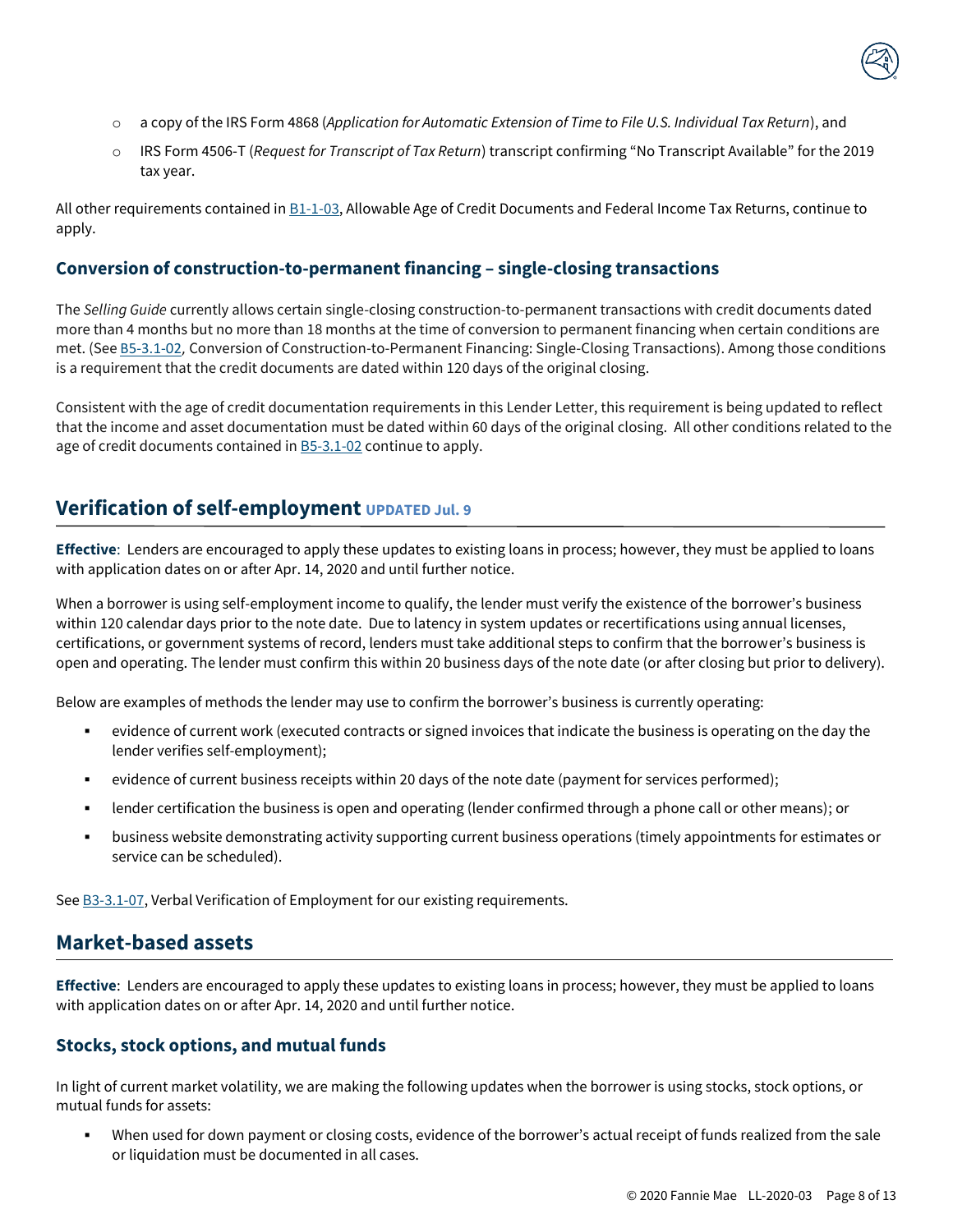- a copy of the IRS Form 4868 (*Application for Automatic Extension of Time to File U.S. Individual Tax Return*), and
- IRS Form 4506-T (*Request for Transcript of Tax Return*) transcript confirming "No Transcript Available" for the 2019 tax year.

All other requirements contained in B1-1-03, Allowable Age of Credit Documents and Federal Income Tax Returns, continue to apply.

### Conversion of construction-to-permanent financing – single-closing transactions

The *Selling Guide* currently allows certain single-closing construction-to-permanent transactions with credit documents dated more than 4 months but no more than 18 months at the time of conversion to permanent financing when certain conditions are met. (See B5-3.1-02*,* Conversion of Construction-to-Permanent Financing: Single-Closing Transactions). Among those conditions is a requirement that the credit documents are dated within 120 days of the original closing.

Consistent with the age of credit documentation requirements in this Lender Letter, this requirement is being updated to reflect that the income and asset documentation must be dated within 60 days of the original closing. All other conditions related to the age of credit documents contained in B5-3.1-02 continue to apply.

## Verification of self-employment UPDATED Jul. 9

**Effective**: Lenders are encouraged to apply these updates to existing loans in process; however, they must be applied to loans with application dates on or after Apr. 14, 2020 and until further notice.

When a borrower is using self-employment income to qualify, the lender must verify the existence of the borrower's business within 120 calendar days prior to the note date. Due to latency in system updates or recertifications using annual licenses, certifications, or government systems of record, lenders must take additional steps to confirm that the borrower's business is open and operating. The lender must confirm this within 20 business days of the note date (or after closing but prior to delivery).

Below are examples of methods the lender may use to confirm the borrower's business is currently operating:

- evidence of current work (executed contracts or signed invoices that indicate the business is operating on the day the lender verifies self-employment);
- evidence of current business receipts within 20 days of the note date (payment for services performed);
- lender certification the business is open and operating (lender confirmed through a phone call or other means); or
- business website demonstrating activity supporting current business operations (timely appointments for estimates or service can be scheduled).

See B3-3.1-07, Verbal Verification of Employment for our existing requirements.

## Market-based assets

**Effective**: Lenders are encouraged to apply these updates to existing loans in process; however, they must be applied to loans with application dates on or after Apr. 14, 2020 and until further notice.

### Stocks, stock options, and mutual funds

In light of current market volatility, we are making the following updates when the borrower is using stocks, stock options, or mutual funds for assets:

- When used for down payment or closing costs, evidence of the borrower's actual receipt of funds realized from the sale or liquidation must be documented in all cases.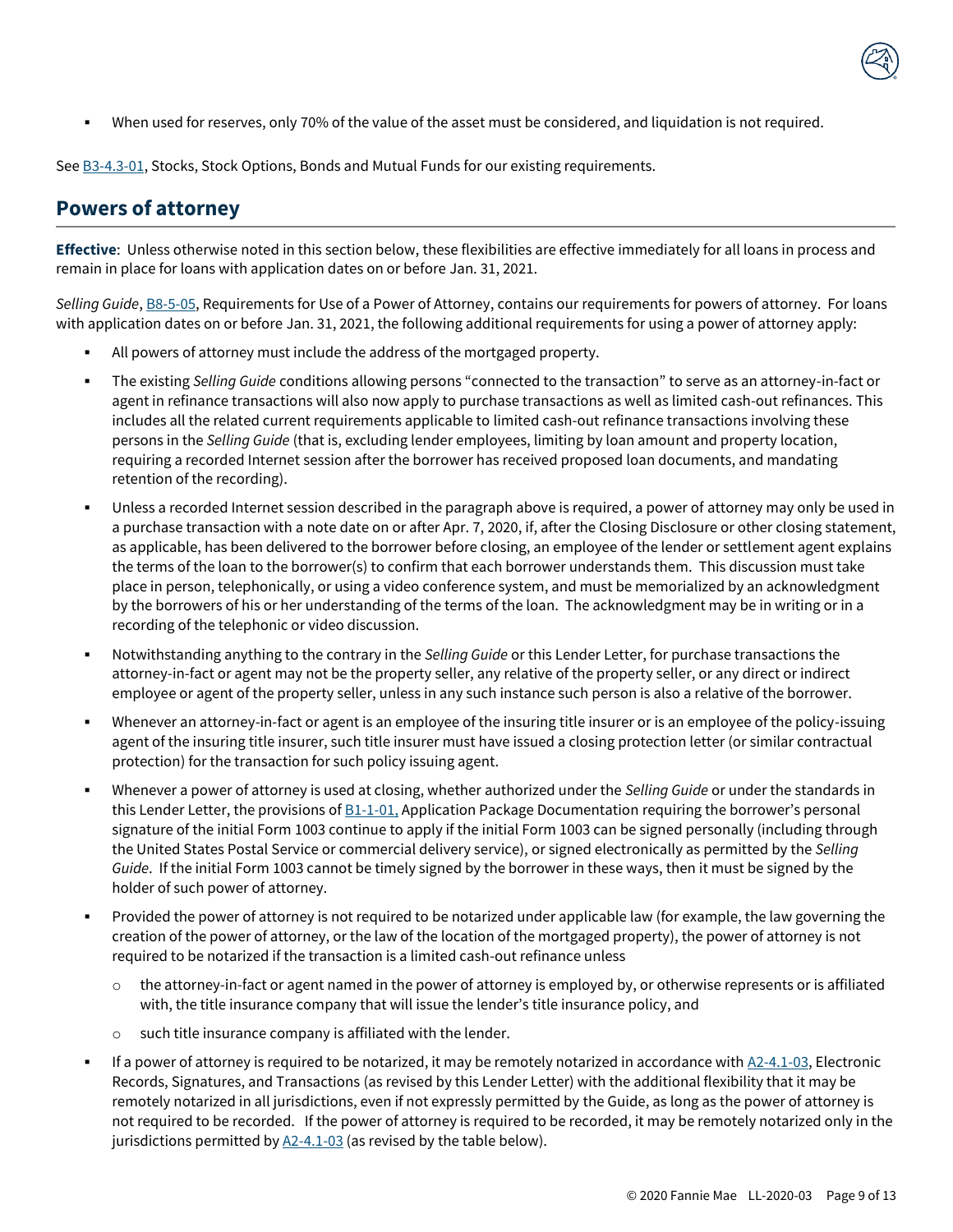- When used for reserves, only 70% of the value of the asset must be considered, and liquidation is not required.

See B3-4.3-01, Stocks, Stock Options, Bonds and Mutual Funds for our existing requirements.

## Powers of attorney

**Effective**: Unless otherwise noted in this section below, these flexibilities are effective immediately for all loans in process and remain in place for loans with application dates on or before Jan. 31, 2021.

*Selling Guide*, B8-5-05, Requirements for Use of a Power of Attorney, contains our requirements for powers of attorney. For loans with application dates on or before Jan. 31, 2021, the following additional requirements for using a power of attorney apply:

- All powers of attorney must include the address of the mortgaged property.
- The existing *Selling Guide* conditions allowing persons "connected to the transaction" to serve as an attorney-in-fact or agent in refinance transactions will also now apply to purchase transactions as well as limited cash-out refinances. This includes all the related current requirements applicable to limited cash-out refinance transactions involving these persons in the *Selling Guide* (that is, excluding lender employees, limiting by loan amount and property location, requiring a recorded Internet session after the borrower has received proposed loan documents, and mandating retention of the recording).
- Unless a recorded Internet session described in the paragraph above is required, a power of attorney may only be used in a purchase transaction with a note date on or after Apr. 7, 2020, if, after the Closing Disclosure or other closing statement, as applicable, has been delivered to the borrower before closing, an employee of the lender or settlement agent explains the terms of the loan to the borrower(s) to confirm that each borrower understands them. This discussion must take place in person, telephonically, or using a video conference system, and must be memorialized by an acknowledgment by the borrowers of his or her understanding of the terms of the loan. The acknowledgment may be in writing or in a recording of the telephonic or video discussion.
- Notwithstanding anything to the contrary in the *Selling Guide* or this Lender Letter, for purchase transactions the attorney-in-fact or agent may not be the property seller, any relative of the property seller, or any direct or indirect employee or agent of the property seller, unless in any such instance such person is also a relative of the borrower.
- Whenever an attorney-in-fact or agent is an employee of the insuring title insurer or is an employee of the policy-issuing agent of the insuring title insurer, such title insurer must have issued a closing protection letter (or similar contractual protection) for the transaction for such policy issuing agent.
- Whenever a power of attorney is used at closing, whether authorized under the *Selling Guide* or under the standards in this Lender Letter, the provisions of B1-1-01, Application Package Documentation requiring the borrower's personal signature of the initial Form 1003 continue to apply if the initial Form 1003 can be signed personally (including through the United States Postal Service or commercial delivery service), or signed electronically as permitted by the *Selling Guide*. If the initial Form 1003 cannot be timely signed by the borrower in these ways, then it must be signed by the holder of such power of attorney.
- Provided the power of attorney is not required to be notarized under applicable law (for example, the law governing the creation of the power of attorney, or the law of the location of the mortgaged property), the power of attorney is not required to be notarized if the transaction is a limited cash-out refinance unless
  - the attorney-in-fact or agent named in the power of attorney is employed by, or otherwise represents or is affiliated with, the title insurance company that will issue the lender's title insurance policy, and
  - such title insurance company is affiliated with the lender.
- If a power of attorney is required to be notarized, it may be remotely notarized in accordance with A2-4.1-03, Electronic Records, Signatures, and Transactions (as revised by this Lender Letter) with the additional flexibility that it may be remotely notarized in all jurisdictions, even if not expressly permitted by the Guide, as long as the power of attorney is not required to be recorded. If the power of attorney is required to be recorded, it may be remotely notarized only in the jurisdictions permitted by A2-4.1-03 (as revised by the table below).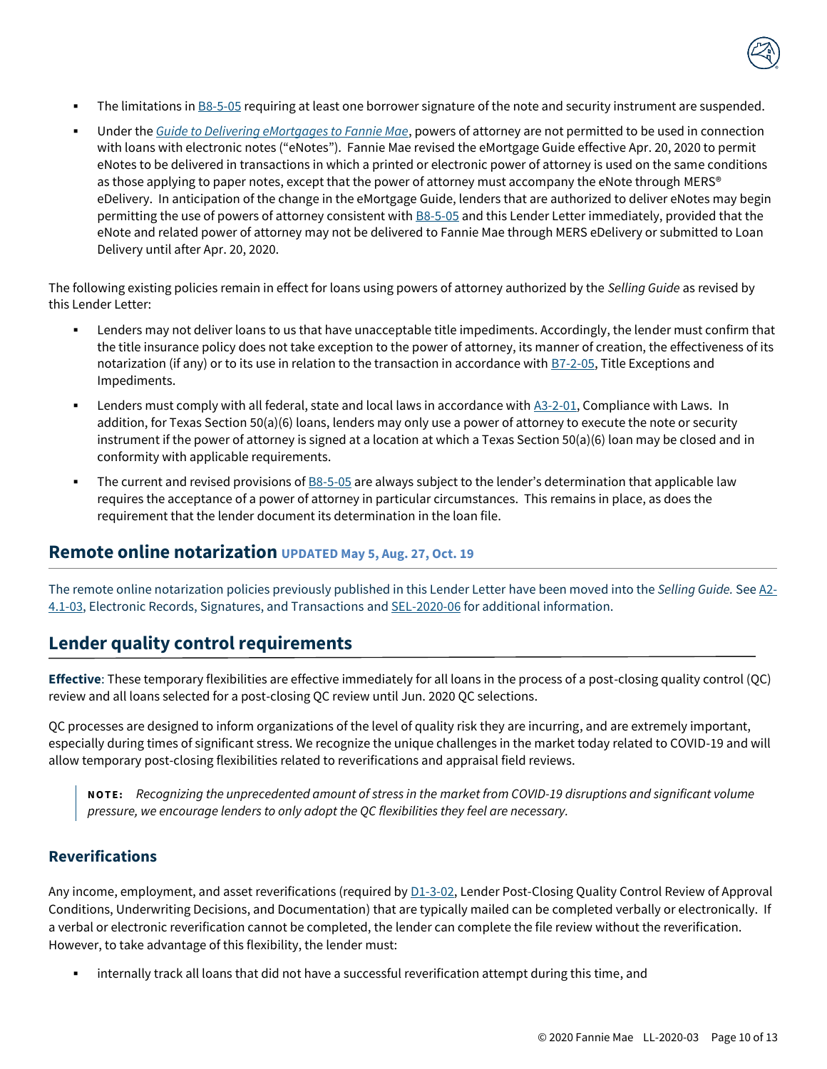- The limitations in B8-5-05 requiring at least one borrower signature of the note and security instrument are suspended.
- Under the *Guide to Delivering eMortgages to Fannie Mae*, powers of attorney are not permitted to be used in connection with loans with electronic notes ("eNotes"). Fannie Mae revised the eMortgage Guide effective Apr. 20, 2020 to permit eNotes to be delivered in transactions in which a printed or electronic power of attorney is used on the same conditions as those applying to paper notes, except that the power of attorney must accompany the eNote through MERS® eDelivery. In anticipation of the change in the eMortgage Guide, lenders that are authorized to deliver eNotes may begin permitting the use of powers of attorney consistent with B8-5-05 and this Lender Letter immediately, provided that the eNote and related power of attorney may not be delivered to Fannie Mae through MERS eDelivery or submitted to Loan Delivery until after Apr. 20, 2020.

The following existing policies remain in effect for loans using powers of attorney authorized by the *Selling Guide* as revised by this Lender Letter:

- Lenders may not deliver loans to us that have unacceptable title impediments. Accordingly, the lender must confirm that the title insurance policy does not take exception to the power of attorney, its manner of creation, the effectiveness of its notarization (if any) or to its use in relation to the transaction in accordance with B7-2-05, Title Exceptions and Impediments.
- Lenders must comply with all federal, state and local laws in accordance with A3-2-01, Compliance with Laws. In addition, for Texas Section 50(a)(6) loans, lenders may only use a power of attorney to execute the note or security instrument if the power of attorney is signed at a location at which a Texas Section 50(a)(6) loan may be closed and in conformity with applicable requirements.
- The current and revised provisions of B8-5-05 are always subject to the lender's determination that applicable law requires the acceptance of a power of attorney in particular circumstances. This remains in place, as does the requirement that the lender document its determination in the loan file.

## Remote online notarization UPDATED May 5, Aug. 27, Oct. 19

The remote online notarization policies previously published in this Lender Letter have been moved into the *Selling Guide.* See A2-4.1-03, Electronic Records, Signatures, and Transactions and SEL-2020-06 for additional information.

## Lender quality control requirements

**Effective**: These temporary flexibilities are effective immediately for all loans in the process of a post-closing quality control (QC) review and all loans selected for a post-closing QC review until Jun. 2020 QC selections.

QC processes are designed to inform organizations of the level of quality risk they are incurring, and are extremely important, especially during times of significant stress. We recognize the unique challenges in the market today related to COVID-19 and will allow temporary post-closing flexibilities related to reverifications and appraisal field reviews.

> **NOTE:** *Recognizing the unprecedented amount of stress in the market from COVID-19 disruptions and significant volume pressure, we encourage lenders to only adopt the QC flexibilities they feel are necessary.*

### Reverifications

Any income, employment, and asset reverifications (required by D1-3-02, Lender Post-Closing Quality Control Review of Approval Conditions, Underwriting Decisions, and Documentation) that are typically mailed can be completed verbally or electronically. If a verbal or electronic reverification cannot be completed, the lender can complete the file review without the reverification. However, to take advantage of this flexibility, the lender must:

- internally track all loans that did not have a successful reverification attempt during this time, and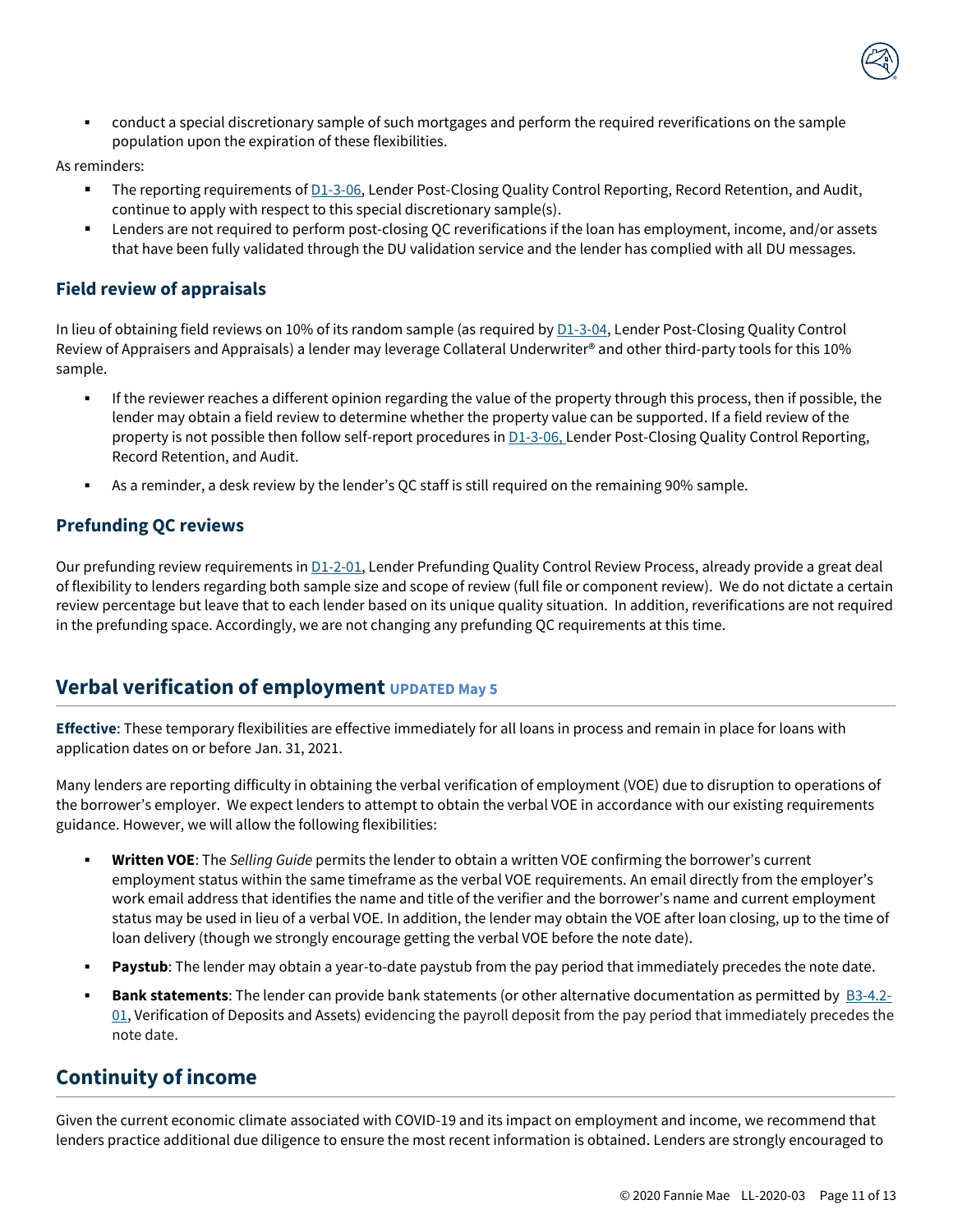- conduct a special discretionary sample of such mortgages and perform the required reverifications on the sample population upon the expiration of these flexibilities.

As reminders:

- The reporting requirements of D1-3-06, Lender Post-Closing Quality Control Reporting, Record Retention, and Audit, continue to apply with respect to this special discretionary sample(s).
- Lenders are not required to perform post-closing QC reverifications if the loan has employment, income, and/or assets that have been fully validated through the DU validation service and the lender has complied with all DU messages.

### Field review of appraisals

In lieu of obtaining field reviews on 10% of its random sample (as required by D1-3-04, Lender Post-Closing Quality Control Review of Appraisers and Appraisals) a lender may leverage Collateral Underwriter® and other third-party tools for this 10% sample.

- If the reviewer reaches a different opinion regarding the value of the property through this process, then if possible, the lender may obtain a field review to determine whether the property value can be supported. If a field review of the property is not possible then follow self-report procedures in D1-3-06, Lender Post-Closing Quality Control Reporting, Record Retention, and Audit.
- As a reminder, a desk review by the lender's QC staff is still required on the remaining 90% sample.

### Prefunding QC reviews

Our prefunding review requirements in D1-2-01, Lender Prefunding Quality Control Review Process, already provide a great deal of flexibility to lenders regarding both sample size and scope of review (full file or component review). We do not dictate a certain review percentage but leave that to each lender based on its unique quality situation. In addition, reverifications are not required in the prefunding space. Accordingly, we are not changing any prefunding QC requirements at this time.

## Verbal verification of employment UPDATED May 5

**Effective**: These temporary flexibilities are effective immediately for all loans in process and remain in place for loans with application dates on or before Jan. 31, 2021.

Many lenders are reporting difficulty in obtaining the verbal verification of employment (VOE) due to disruption to operations of the borrower's employer. We expect lenders to attempt to obtain the verbal VOE in accordance with our existing requirements guidance. However, we will allow the following flexibilities:

- **Written VOE**: The *Selling Guide* permits the lender to obtain a written VOE confirming the borrower's current employment status within the same timeframe as the verbal VOE requirements. An email directly from the employer's work email address that identifies the name and title of the verifier and the borrower's name and current employment status may be used in lieu of a verbal VOE. In addition, the lender may obtain the VOE after loan closing, up to the time of loan delivery (though we strongly encourage getting the verbal VOE before the note date).
- **Paystub**: The lender may obtain a year-to-date paystub from the pay period that immediately precedes the note date.
- **Bank statements**: The lender can provide bank statements (or other alternative documentation as permitted by B3-4.2-01, Verification of Deposits and Assets) evidencing the payroll deposit from the pay period that immediately precedes the note date.

## Continuity of income

Given the current economic climate associated with COVID-19 and its impact on employment and income, we recommend that lenders practice additional due diligence to ensure the most recent information is obtained. Lenders are strongly encouraged to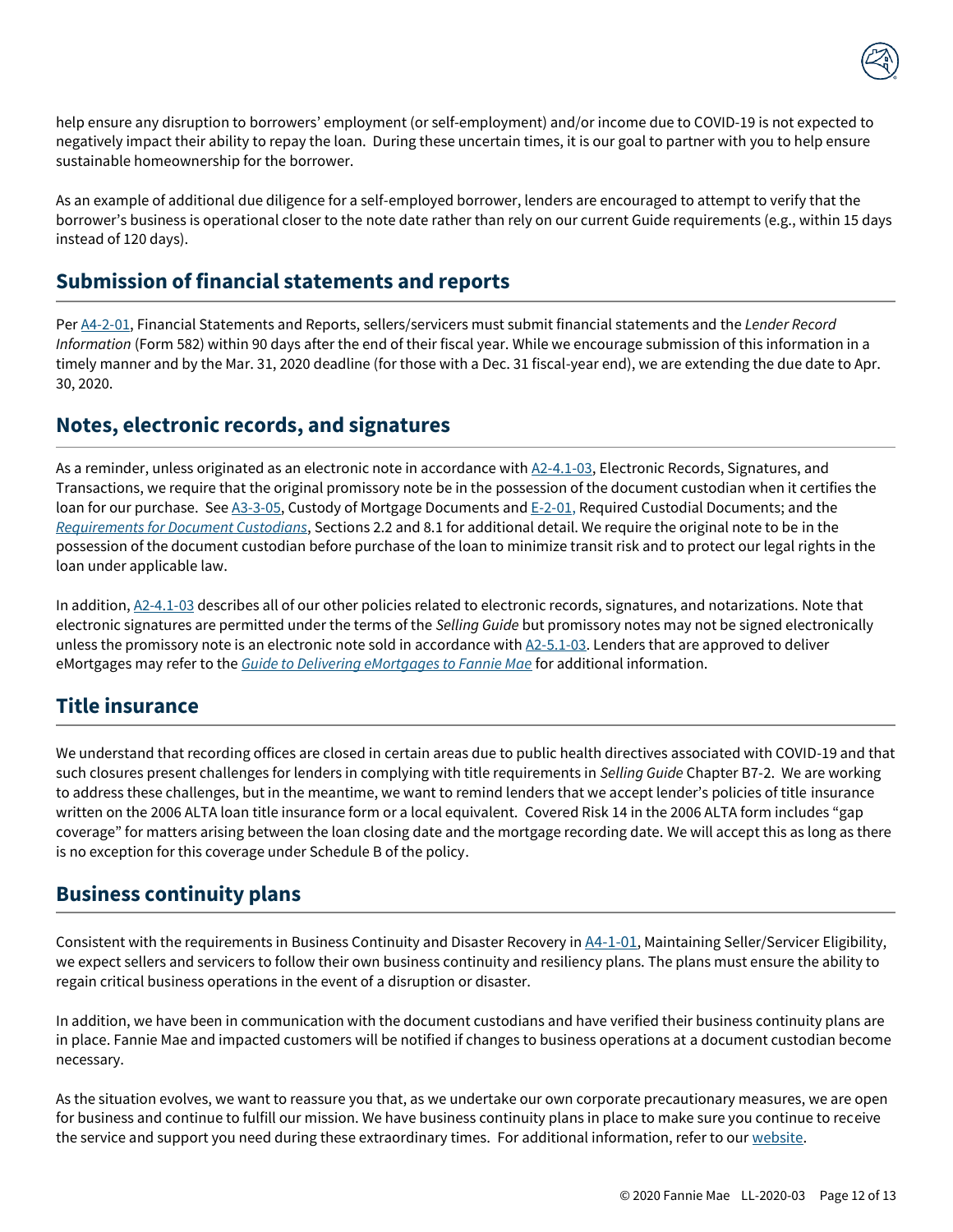help ensure any disruption to borrowers' employment (or self-employment) and/or income due to COVID-19 is not expected to negatively impact their ability to repay the loan. During these uncertain times, it is our goal to partner with you to help ensure sustainable homeownership for the borrower.

As an example of additional due diligence for a self-employed borrower, lenders are encouraged to attempt to verify that the borrower's business is operational closer to the note date rather than rely on our current Guide requirements (e.g., within 15 days instead of 120 days).

## Submission of financial statements and reports

Per A4-2-01, Financial Statements and Reports, sellers/servicers must submit financial statements and the *Lender Record Information* (Form 582) within 90 days after the end of their fiscal year. While we encourage submission of this information in a timely manner and by the Mar. 31, 2020 deadline (for those with a Dec. 31 fiscal-year end), we are extending the due date to Apr. 30, 2020.

## Notes, electronic records, and signatures

As a reminder, unless originated as an electronic note in accordance with A2-4.1-03, Electronic Records, Signatures, and Transactions, we require that the original promissory note be in the possession of the document custodian when it certifies the loan for our purchase. See A3-3-05, Custody of Mortgage Documents and E-2-01, Required Custodial Documents; and the *Requirements for Document Custodians*, Sections 2.2 and 8.1 for additional detail. We require the original note to be in the possession of the document custodian before purchase of the loan to minimize transit risk and to protect our legal rights in the loan under applicable law.

In addition, A2-4.1-03 describes all of our other policies related to electronic records, signatures, and notarizations. Note that electronic signatures are permitted under the terms of the *Selling Guide* but promissory notes may not be signed electronically unless the promissory note is an electronic note sold in accordance with A2-5.1-03. Lenders that are approved to deliver eMortgages may refer to the *Guide to Delivering eMortgages to Fannie Mae* for additional information.

## Title insurance

We understand that recording offices are closed in certain areas due to public health directives associated with COVID-19 and that such closures present challenges for lenders in complying with title requirements in *Selling Guide* Chapter B7-2. We are working to address these challenges, but in the meantime, we want to remind lenders that we accept lender's policies of title insurance written on the 2006 ALTA loan title insurance form or a local equivalent. Covered Risk 14 in the 2006 ALTA form includes "gap coverage" for matters arising between the loan closing date and the mortgage recording date. We will accept this as long as there is no exception for this coverage under Schedule B of the policy.

## Business continuity plans

Consistent with the requirements in Business Continuity and Disaster Recovery in A4-1-01, Maintaining Seller/Servicer Eligibility, we expect sellers and servicers to follow their own business continuity and resiliency plans. The plans must ensure the ability to regain critical business operations in the event of a disruption or disaster.

In addition, we have been in communication with the document custodians and have verified their business continuity plans are in place. Fannie Mae and impacted customers will be notified if changes to business operations at a document custodian become necessary.

As the situation evolves, we want to reassure you that, as we undertake our own corporate precautionary measures, we are open for business and continue to fulfill our mission. We have business continuity plans in place to make sure you continue to receive the service and support you need during these extraordinary times. For additional information, refer to our website.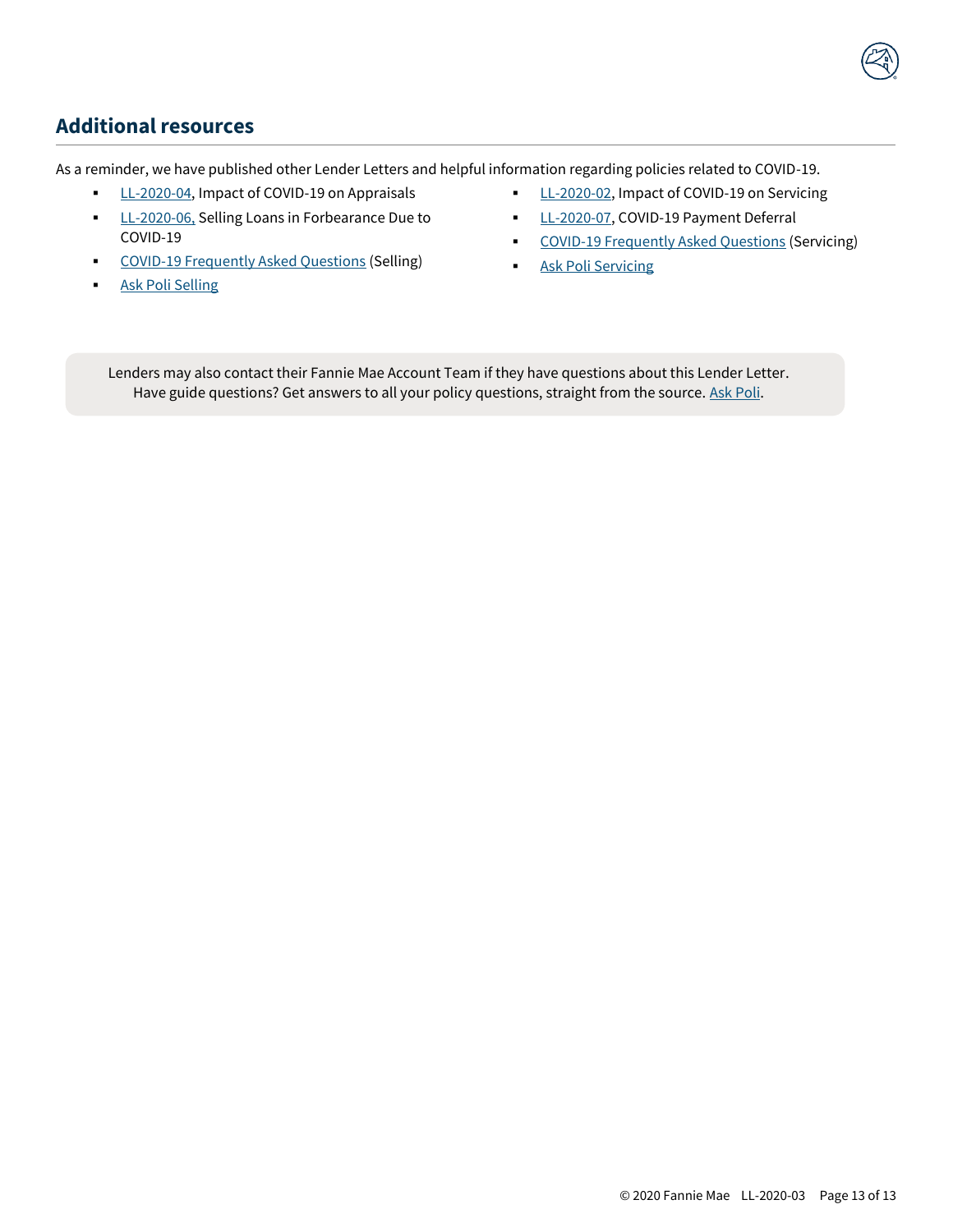## Additional resources

As a reminder, we have published other Lender Letters and helpful information regarding policies related to COVID-19.

- LL-2020-04, Impact of COVID-19 on Appraisals
- LL-2020-06, Selling Loans in Forbearance Due to COVID-19
- COVID-19 Frequently Asked Questions (Selling)
- Ask Poli Selling
- LL-2020-02, Impact of COVID-19 on Servicing
- LL-2020-07, COVID-19 Payment Deferral
- COVID-19 Frequently Asked Questions (Servicing)
- Ask Poli Servicing

Lenders may also contact their Fannie Mae Account Team if they have questions about this Lender Letter. Have guide questions? Get answers to all your policy questions, straight from the source. Ask Poli.